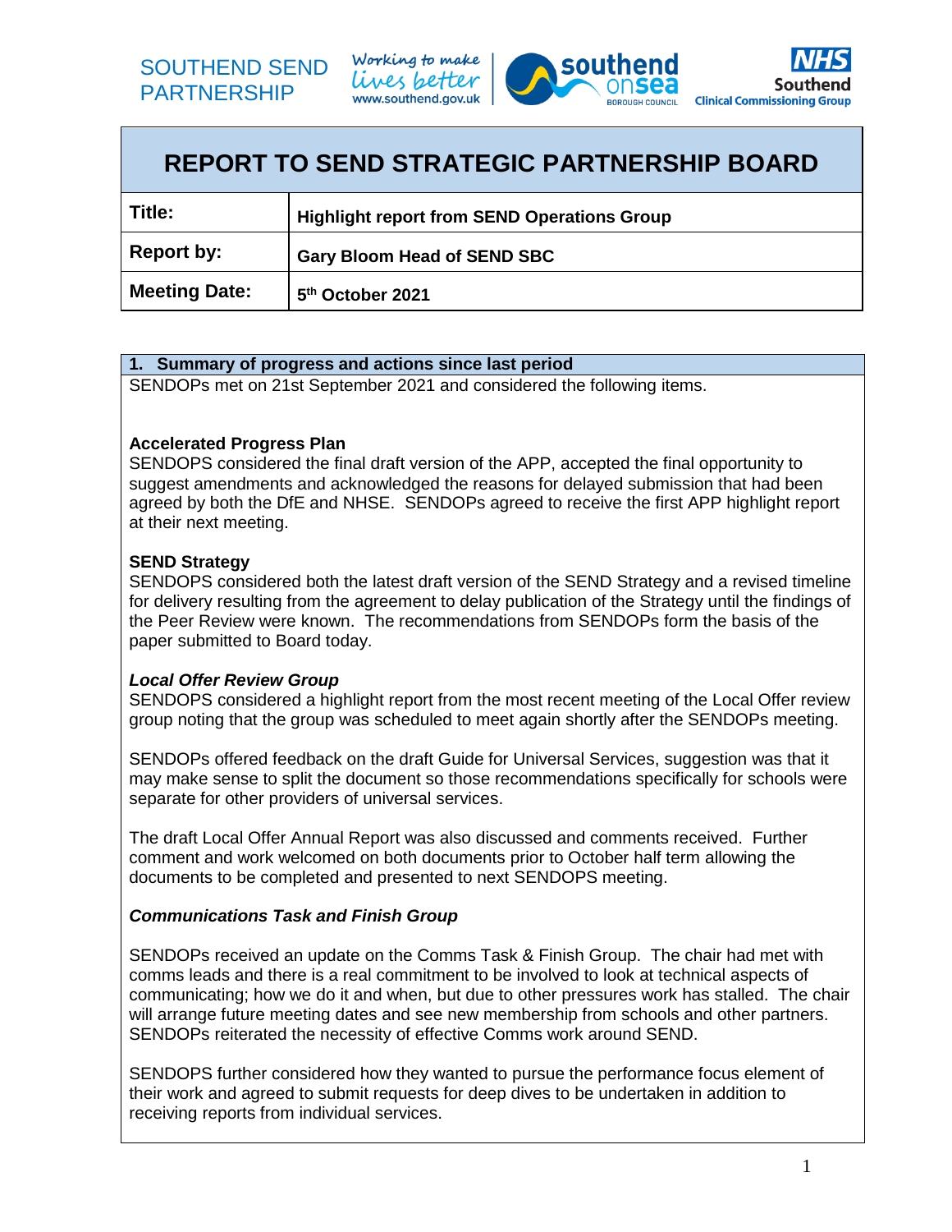SOUTHEND SEND PARTNERSHIP

Working to make lives better
www.southend.gov.uk

southend onsea BOROUGH COUNCIL

NHS Southend Clinical Commissioning Group

# REPORT TO SEND STRATEGIC PARTNERSHIP BOARD

| **Title:** | **Highlight report from SEND Operations Group** |
|---|---|
| **Report by:** | **Gary Bloom Head of SEND SBC** |
| **Meeting Date:** | **5th October 2021** |

## 1. Summary of progress and actions since last period

SENDOPs met on 21st September 2021 and considered the following items.

**Accelerated Progress Plan**
SENDOPS considered the final draft version of the APP, accepted the final opportunity to suggest amendments and acknowledged the reasons for delayed submission that had been agreed by both the DfE and NHSE. SENDOPs agreed to receive the first APP highlight report at their next meeting.

**SEND Strategy**
SENDOPS considered both the latest draft version of the SEND Strategy and a revised timeline for delivery resulting from the agreement to delay publication of the Strategy until the findings of the Peer Review were known. The recommendations from SENDOPs form the basis of the paper submitted to Board today.

***Local Offer Review Group***
SENDOPS considered a highlight report from the most recent meeting of the Local Offer review group noting that the group was scheduled to meet again shortly after the SENDOPs meeting.

SENDOPs offered feedback on the draft Guide for Universal Services, suggestion was that it may make sense to split the document so those recommendations specifically for schools were separate for other providers of universal services.

The draft Local Offer Annual Report was also discussed and comments received. Further comment and work welcomed on both documents prior to October half term allowing the documents to be completed and presented to next SENDOPS meeting.

***Communications Task and Finish Group***

SENDOPs received an update on the Comms Task & Finish Group. The chair had met with comms leads and there is a real commitment to be involved to look at technical aspects of communicating; how we do it and when, but due to other pressures work has stalled. The chair will arrange future meeting dates and see new membership from schools and other partners. SENDOPs reiterated the necessity of effective Comms work around SEND.

SENDOPS further considered how they wanted to pursue the performance focus element of their work and agreed to submit requests for deep dives to be undertaken in addition to receiving reports from individual services.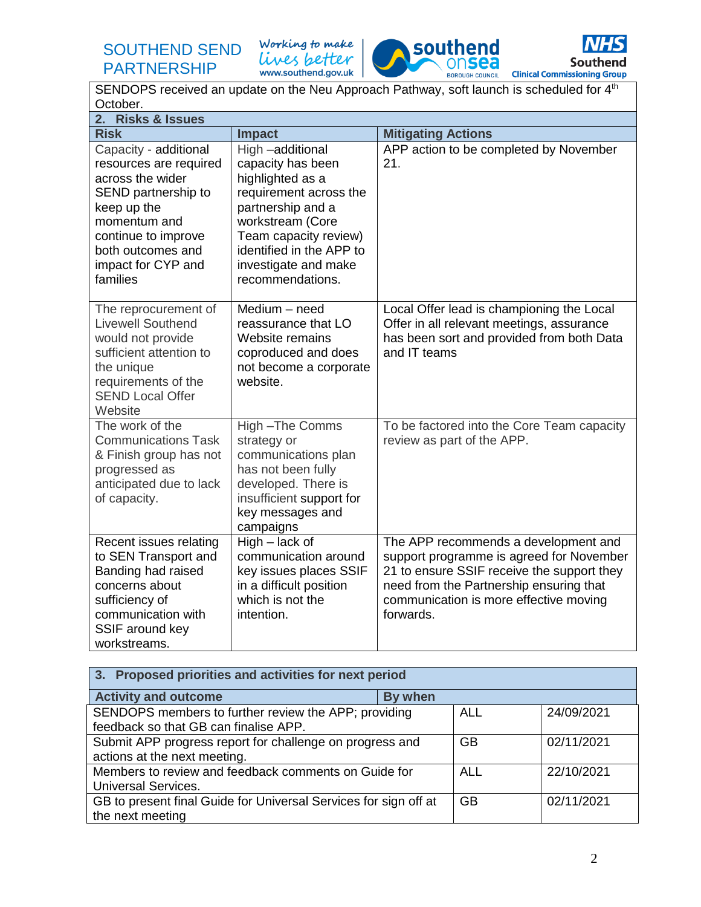SENDOPS received an update on the Neu Approach Pathway, soft launch is scheduled for 4th October.

## 2. Risks & Issues

| Risk | Impact | Mitigating Actions |
|---|---|---|
| Capacity - additional resources are required across the wider SEND partnership to keep up the momentum and continue to improve both outcomes and impact for CYP and families | High –additional capacity has been highlighted as a requirement across the partnership and a workstream (Core Team capacity review) identified in the APP to investigate and make recommendations. | APP action to be completed by November 21. |
| The reprocurement of Livewell Southend would not provide sufficient attention to the unique requirements of the SEND Local Offer Website | Medium – need reassurance that LO Website remains coproduced and does not become a corporate website. | Local Offer lead is championing the Local Offer in all relevant meetings, assurance has been sort and provided from both Data and IT teams |
| The work of the Communications Task & Finish group has not progressed as anticipated due to lack of capacity. | High –The Comms strategy or communications plan has not been fully developed. There is insufficient support for key messages and campaigns | To be factored into the Core Team capacity review as part of the APP. |
| Recent issues relating to SEN Transport and Banding had raised concerns about sufficiency of communication with SSIF around key workstreams. | High – lack of communication around key issues places SSIF in a difficult position which is not the intention. | The APP recommends a development and support programme is agreed for November 21 to ensure SSIF receive the support they need from the Partnership ensuring that communication is more effective moving forwards. |

## 3. Proposed priorities and activities for next period

| Activity and outcome | By when | |
|---|---|---|
| SENDOPS members to further review the APP; providing feedback so that GB can finalise APP. | ALL | 24/09/2021 |
| Submit APP progress report for challenge on progress and actions at the next meeting. | GB | 02/11/2021 |
| Members to review and feedback comments on Guide for Universal Services. | ALL | 22/10/2021 |
| GB to present final Guide for Universal Services for sign off at the next meeting | GB | 02/11/2021 |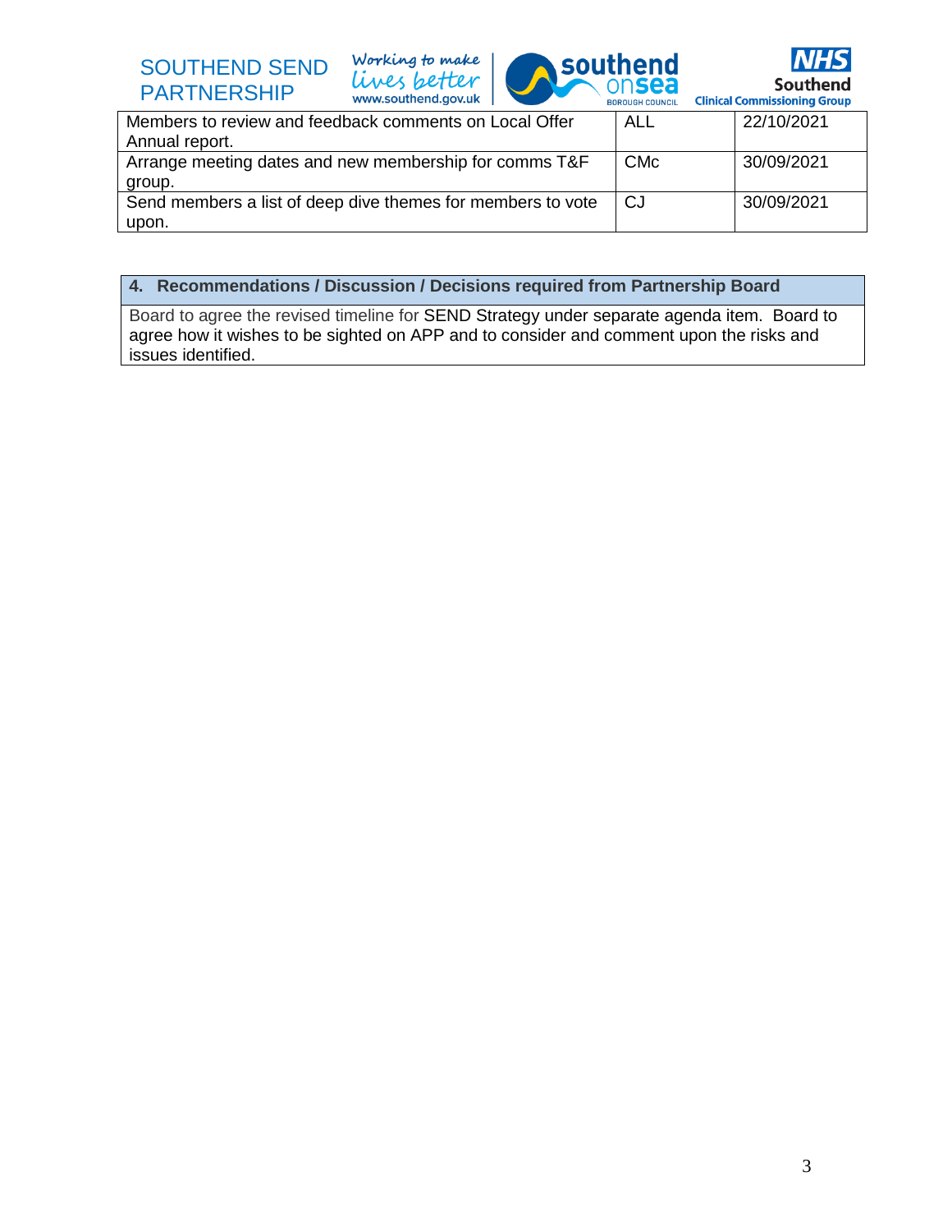| | | |
|---|---|---|
| Members to review and feedback comments on Local Offer Annual report. | ALL | 22/10/2021 |
| Arrange meeting dates and new membership for comms T&F group. | CMc | 30/09/2021 |
| Send members a list of deep dive themes for members to vote upon. | CJ | 30/09/2021 |

**4. Recommendations / Discussion / Decisions required from Partnership Board**

Board to agree the revised timeline for SEND Strategy under separate agenda item. Board to agree how it wishes to be sighted on APP and to consider and comment upon the risks and issues identified.